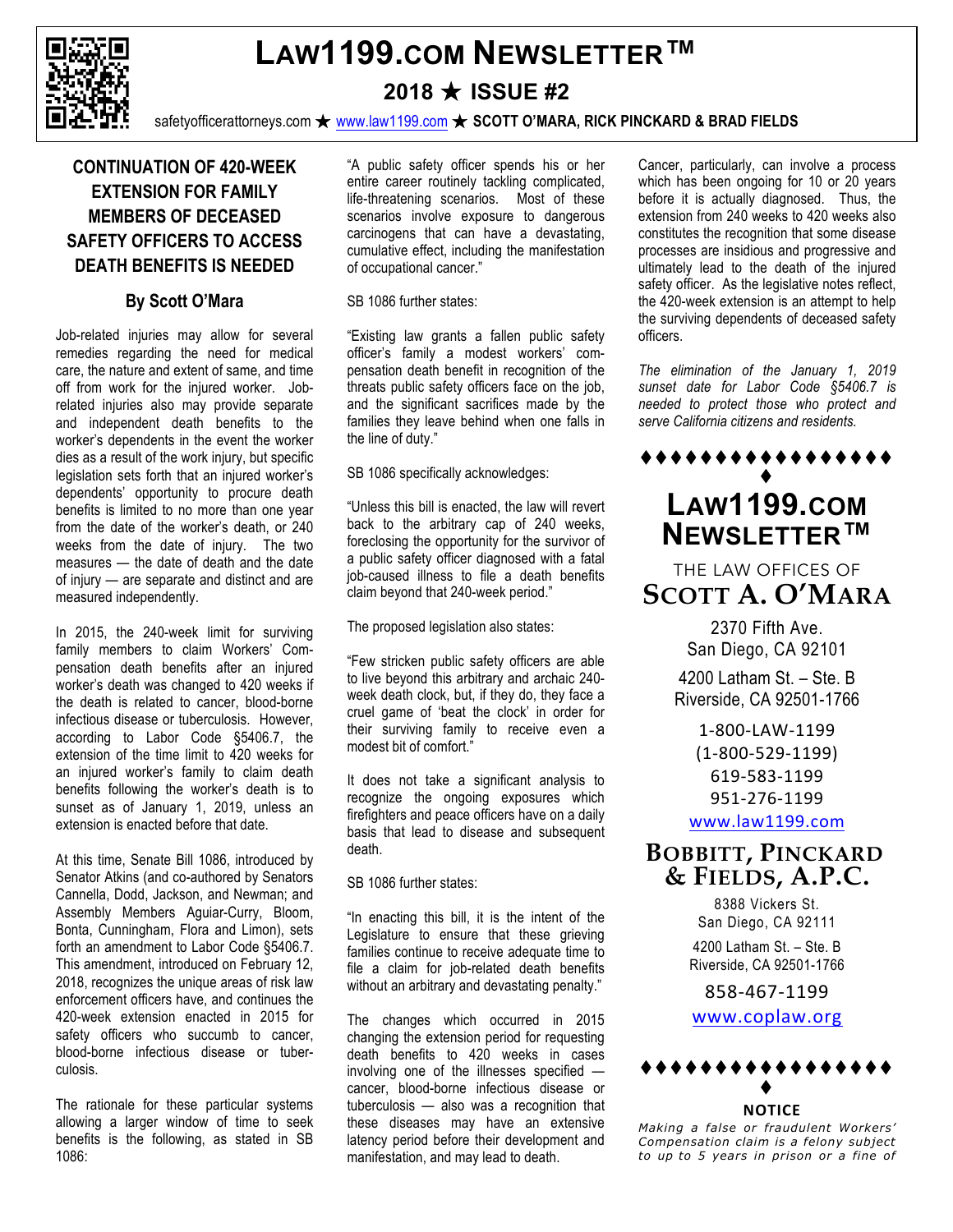# LAW1199.COM NEWSLETTER™

## 2018 ★ ISSUE #2

safetyofficerattorneys.com ★ www.law1199.com ★ **SCOTT O'MARA, RICK PINCKARD & BRAD FIELDS**

## CONTINUATION OF 420-WEEK EXTENSION FOR FAMILY MEMBERS OF DECEASED SAFETY OFFICERS TO ACCESS DEATH BENEFITS IS NEEDED

### By Scott O'Mara

Job-related injuries may allow for several remedies regarding the need for medical care, the nature and extent of same, and time off from work for the injured worker. Job-related injuries also may provide separate and independent death benefits to the worker's dependents in the event the worker dies as a result of the work injury, but specific legislation sets forth that an injured worker's dependents' opportunity to procure death benefits is limited to no more than one year from the date of the worker's death, or 240 weeks from the date of injury. The two measures — the date of death and the date of injury — are separate and distinct and are measured independently.

In 2015, the 240-week limit for surviving family members to claim Workers' Compensation death benefits after an injured worker's death was changed to 420 weeks if the death is related to cancer, blood-borne infectious disease or tuberculosis. However, according to Labor Code §5406.7, the extension of the time limit to 420 weeks for an injured worker's family to claim death benefits following the worker's death is to sunset as of January 1, 2019, unless an extension is enacted before that date.

At this time, Senate Bill 1086, introduced by Senator Atkins (and co-authored by Senators Cannella, Dodd, Jackson, and Newman; and Assembly Members Aguiar-Curry, Bloom, Bonta, Cunningham, Flora and Limon), sets forth an amendment to Labor Code §5406.7. This amendment, introduced on February 12, 2018, recognizes the unique areas of risk law enforcement officers have, and continues the 420-week extension enacted in 2015 for safety officers who succumb to cancer, blood-borne infectious disease or tuberculosis.

The rationale for these particular systems allowing a larger window of time to seek benefits is the following, as stated in SB 1086:

"A public safety officer spends his or her entire career routinely tackling complicated, life-threatening scenarios. Most of these scenarios involve exposure to dangerous carcinogens that can have a devastating, cumulative effect, including the manifestation of occupational cancer."

SB 1086 further states:

"Existing law grants a fallen public safety officer's family a modest workers' compensation death benefit in recognition of the threats public safety officers face on the job, and the significant sacrifices made by the families they leave behind when one falls in the line of duty."

SB 1086 specifically acknowledges:

"Unless this bill is enacted, the law will revert back to the arbitrary cap of 240 weeks, foreclosing the opportunity for the survivor of a public safety officer diagnosed with a fatal job-caused illness to file a death benefits claim beyond that 240-week period."

The proposed legislation also states:

"Few stricken public safety officers are able to live beyond this arbitrary and archaic 240-week death clock, but, if they do, they face a cruel game of 'beat the clock' in order for their surviving family to receive even a modest bit of comfort."

It does not take a significant analysis to recognize the ongoing exposures which firefighters and peace officers have on a daily basis that lead to disease and subsequent death.

SB 1086 further states:

"In enacting this bill, it is the intent of the Legislature to ensure that these grieving families continue to receive adequate time to file a claim for job-related death benefits without an arbitrary and devastating penalty."

The changes which occurred in 2015 changing the extension period for requesting death benefits to 420 weeks in cases involving one of the illnesses specified — cancer, blood-borne infectious disease or tuberculosis — also was a recognition that these diseases may have an extensive latency period before their development and manifestation, and may lead to death.

Cancer, particularly, can involve a process which has been ongoing for 10 or 20 years before it is actually diagnosed. Thus, the extension from 240 weeks to 420 weeks also constitutes the recognition that some disease processes are insidious and progressive and ultimately lead to the death of the injured safety officer. As the legislative notes reflect, the 420-week extension is an attempt to help the surviving dependents of deceased safety officers.

*The elimination of the January 1, 2019 sunset date for Labor Code §5406.7 is needed to protect those who protect and serve California citizens and residents.*

♦♦♦♦♦♦♦♦♦♦♦♦♦♦♦♦♦

## LAW1199.COM NEWSLETTER™

THE LAW OFFICES OF
**SCOTT A. O'MARA**

2370 Fifth Ave.
San Diego, CA 92101

4200 Latham St. – Ste. B
Riverside, CA 92501-1766

1-800-LAW-1199
(1-800-529-1199)
619-583-1199
951-276-1199
www.law1199.com

**BOBBITT, PINCKARD & FIELDS, A.P.C.**

8388 Vickers St.
San Diego, CA 92111

4200 Latham St. – Ste. B
Riverside, CA 92501-1766

858-467-1199
www.coplaw.org

♦♦♦♦♦♦♦♦♦♦♦♦♦♦♦♦♦

**NOTICE**

*Making a false or fraudulent Workers' Compensation claim is a felony subject to up to 5 years in prison or a fine of*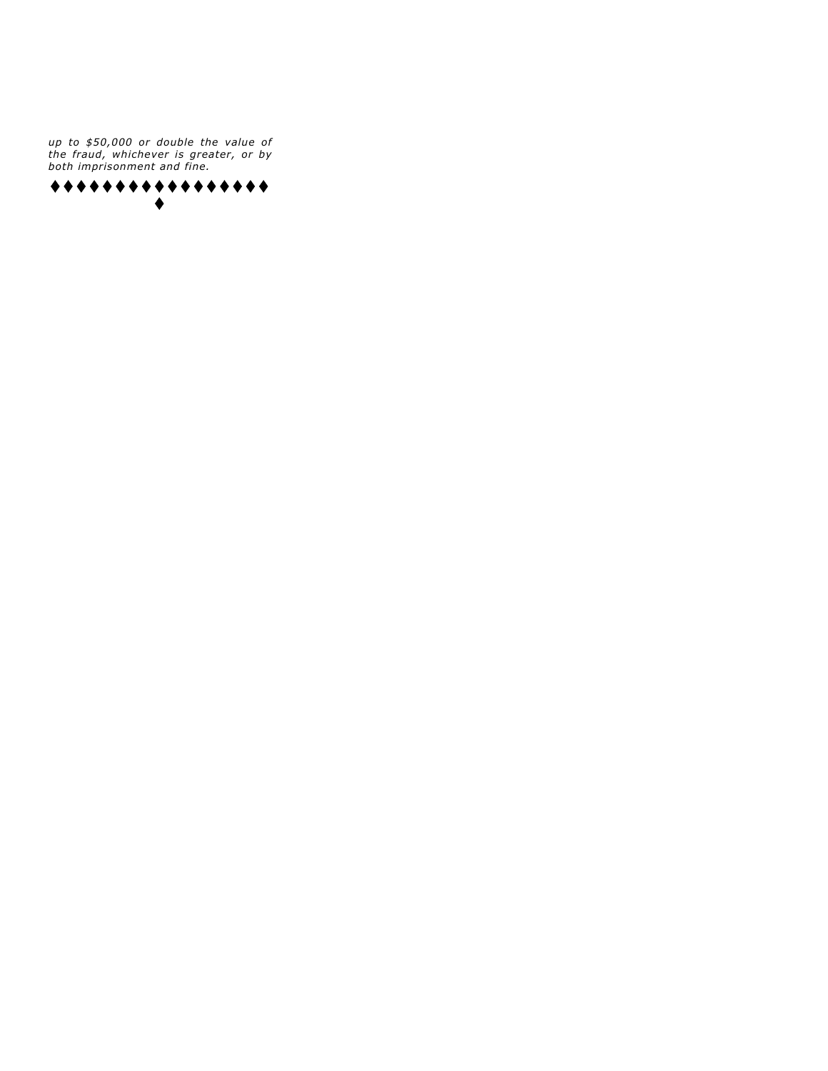*up to $50,000 or double the value of the fraud, whichever is greater, or by both imprisonment and fine.*

♦♦♦♦♦♦♦♦♦♦♦♦♦♦♦♦♦
♦